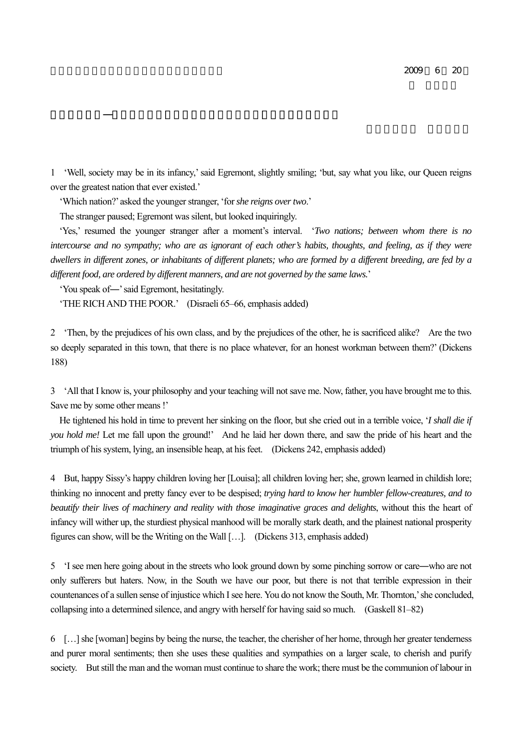2009 6 20

1 ‘Well, society may be in its infancy,’ said Egremont, slightly smiling; ‘but, say what you like, our Queen reigns over the greatest nation that ever existed.’

‘Which nation?’ asked the younger stranger, ‘for *she reigns over two*.’

The stranger paused; Egremont was silent, but looked inquiringly.

‘Yes,’ resumed the younger stranger after a moment’s interval. ‘*Two nations; between whom there is no intercourse and no sympathy; who are as ignorant of each other’s habits, thoughts, and feeling, as if they were dwellers in different zones, or inhabitants of different planets; who are formed by a different breeding, are fed by a different food, are ordered by different manners, and are not governed by the same laws.*’

‘You speak of—’ said Egremont, hesitatingly.

‘THE RICH AND THE POOR.’ (Disraeli 65–66, emphasis added)

2 ‘Then, by the prejudices of his own class, and by the prejudices of the other, he is sacrificed alike? Are the two so deeply separated in this town, that there is no place whatever, for an honest workman between them?’ (Dickens 188)

3 ‘All that I know is, your philosophy and your teaching will not save me. Now, father, you have brought me to this. Save me by some other means !’

He tightened his hold in time to prevent her sinking on the floor, but she cried out in a terrible voice, ‘*I shall die if you hold me!* Let me fall upon the ground!’ And he laid her down there, and saw the pride of his heart and the triumph of his system, lying, an insensible heap, at his feet. (Dickens 242, emphasis added)

4 But, happy Sissy’s happy children loving her [Louisa]; all children loving her; she, grown learned in childish lore; thinking no innocent and pretty fancy ever to be despised; *trying hard to know her humbler fellow-creatures, and to beautify their lives of machinery and reality with those imaginative graces and delights*, without this the heart of infancy will wither up, the sturdiest physical manhood will be morally stark death, and the plainest national prosperity figures can show, will be the Writing on the Wall […]. (Dickens 313, emphasis added)

5 ‘I see men here going about in the streets who look ground down by some pinching sorrow or care—who are not only sufferers but haters. Now, in the South we have our poor, but there is not that terrible expression in their countenances of a sullen sense of injustice which I see here. You do not know the South, Mr. Thornton,’ she concluded, collapsing into a determined silence, and angry with herself for having said so much. (Gaskell 81–82)

6 […] she [woman] begins by being the nurse, the teacher, the cherisher of her home, through her greater tenderness and purer moral sentiments; then she uses these qualities and sympathies on a larger scale, to cherish and purify society. But still the man and the woman must continue to share the work; there must be the communion of labour in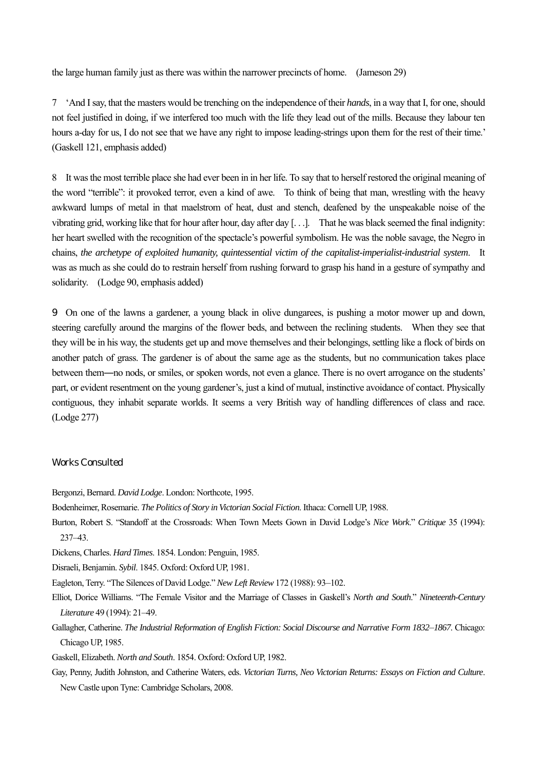the large human family just as there was within the narrower precincts of home. (Jameson 29)

7 'And I say, that the masters would be trenching on the independence of their *hands*, in a way that I, for one, should not feel justified in doing, if we interfered too much with the life they lead out of the mills. Because they labour ten hours a-day for us, I do not see that we have any right to impose leading-strings upon them for the rest of their time.' (Gaskell 121, emphasis added)

8 It was the most terrible place she had ever been in in her life. To say that to herself restored the original meaning of the word "terrible": it provoked terror, even a kind of awe. To think of being that man, wrestling with the heavy awkward lumps of metal in that maelstrom of heat, dust and stench, deafened by the unspeakable noise of the vibrating grid, working like that for hour after hour, day after day [. . .]. That he was black seemed the final indignity: her heart swelled with the recognition of the spectacle's powerful symbolism. He was the noble savage, the Negro in chains, *the archetype of exploited humanity, quintessential victim of the capitalist-imperialist-industrial system*. It was as much as she could do to restrain herself from rushing forward to grasp his hand in a gesture of sympathy and solidarity. (Lodge 90, emphasis added)

9 On one of the lawns a gardener, a young black in olive dungarees, is pushing a motor mower up and down, steering carefully around the margins of the flower beds, and between the reclining students. When they see that they will be in his way, the students get up and move themselves and their belongings, settling like a flock of birds on another patch of grass. The gardener is of about the same age as the students, but no communication takes place between them—no nods, or smiles, or spoken words, not even a glance. There is no overt arrogance on the students' part, or evident resentment on the young gardener's, just a kind of mutual, instinctive avoidance of contact. Physically contiguous, they inhabit separate worlds. It seems a very British way of handling differences of class and race. (Lodge 277)

## Works Consulted

Bergonzi, Bernard. *David Lodge*. London: Northcote, 1995.

Bodenheimer, Rosemarie. *The Politics of Story in Victorian Social Fiction*. Ithaca: Cornell UP, 1988.

Burton, Robert S. "Standoff at the Crossroads: When Town Meets Gown in David Lodge's *Nice Work*." *Critique* 35 (1994): 237–43.

Dickens, Charles. *Hard Times*. 1854. London: Penguin, 1985.

Disraeli, Benjamin. *Sybil*. 1845. Oxford: Oxford UP, 1981.

Eagleton, Terry. "The Silences of David Lodge." *New Left Review* 172 (1988): 93–102.

Elliot, Dorice Williams. "The Female Visitor and the Marriage of Classes in Gaskell's *North and South*." *Nineteenth-Century Literature* 49 (1994): 21–49.

Gallagher, Catherine. *The Industrial Reformation of English Fiction: Social Discourse and Narrative Form 1832–1867*. Chicago: Chicago UP, 1985.

Gaskell, Elizabeth. *North and South*. 1854. Oxford: Oxford UP, 1982.

Gay, Penny, Judith Johnston, and Catherine Waters, eds. *Victorian Turns, Neo Victorian Returns: Essays on Fiction and Culture*. New Castle upon Tyne: Cambridge Scholars, 2008.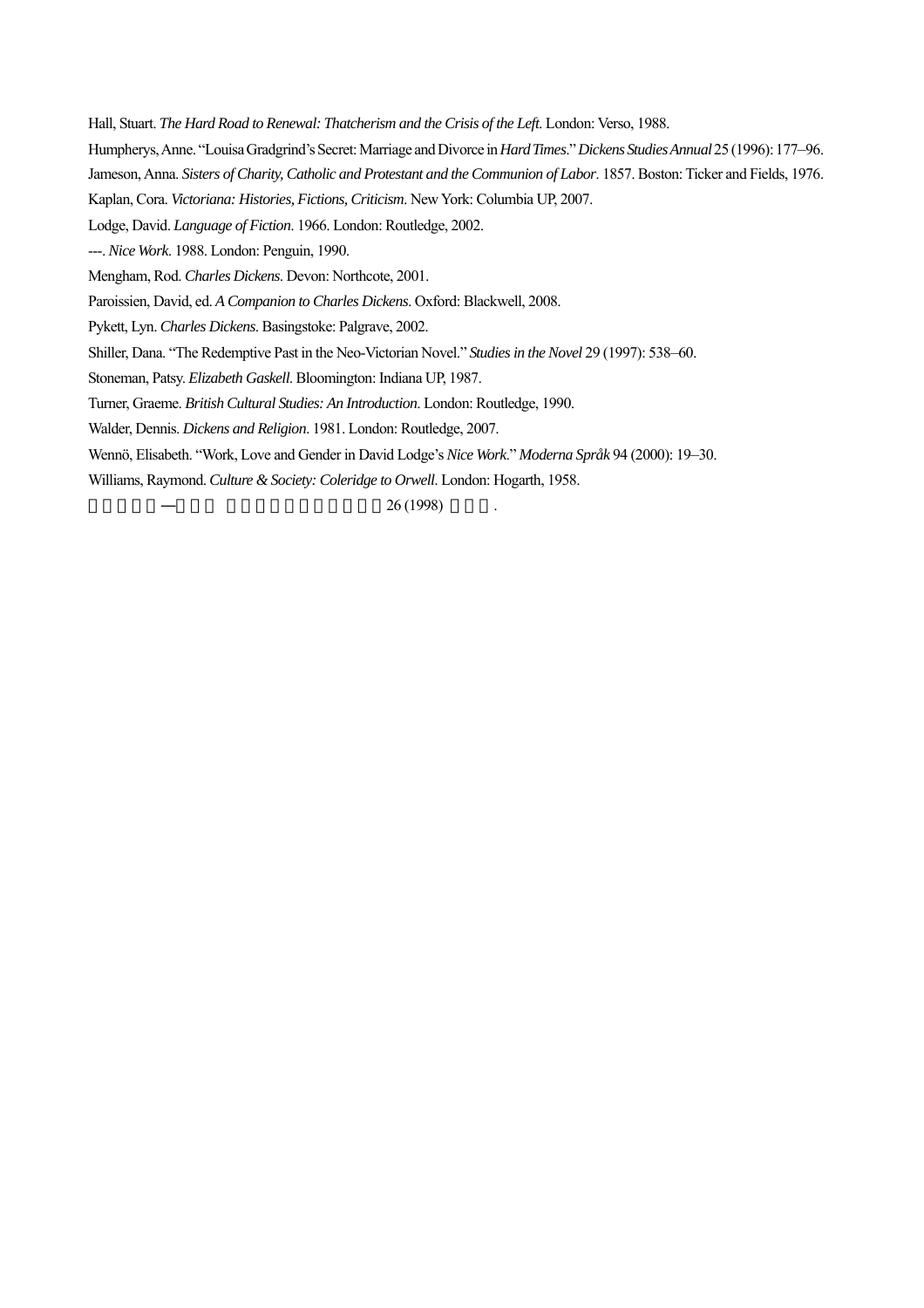Hall, Stuart. *The Hard Road to Renewal: Thatcherism and the Crisis of the Left.* London: Verso, 1988.

Humpherys, Anne. "Louisa Gradgrind's Secret: Marriage and Divorce in *Hard Times*." *Dickens Studies Annual* 25 (1996): 177–96.

Jameson, Anna. *Sisters of Charity, Catholic and Protestant and the Communion of Labor*. 1857. Boston: Ticker and Fields, 1976.

Kaplan, Cora. *Victoriana: Histories, Fictions, Criticism*. New York: Columbia UP, 2007.

Lodge, David. *Language of Fiction*. 1966. London: Routledge, 2002.

---. *Nice Work*. 1988. London: Penguin, 1990.

Mengham, Rod. *Charles Dickens*. Devon: Northcote, 2001.

Paroissien, David, ed. *A Companion to Charles Dickens*. Oxford: Blackwell, 2008.

Pykett, Lyn. *Charles Dickens*. Basingstoke: Palgrave, 2002.

Shiller, Dana. "The Redemptive Past in the Neo-Victorian Novel." *Studies in the Novel* 29 (1997): 538–60.

Stoneman, Patsy. *Elizabeth Gaskell*. Bloomington: Indiana UP, 1987.

Turner, Graeme. *British Cultural Studies: An Introduction*. London: Routledge, 1990.

Walder, Dennis. *Dickens and Religion*. 1981. London: Routledge, 2007.

Wennö, Elisabeth. "Work, Love and Gender in David Lodge's *Nice Work*." *Moderna Språk* 94 (2000): 19–30.

Williams, Raymond. *Culture & Society: Coleridge to Orwell*. London: Hogarth, 1958.

— 26 (1998) .